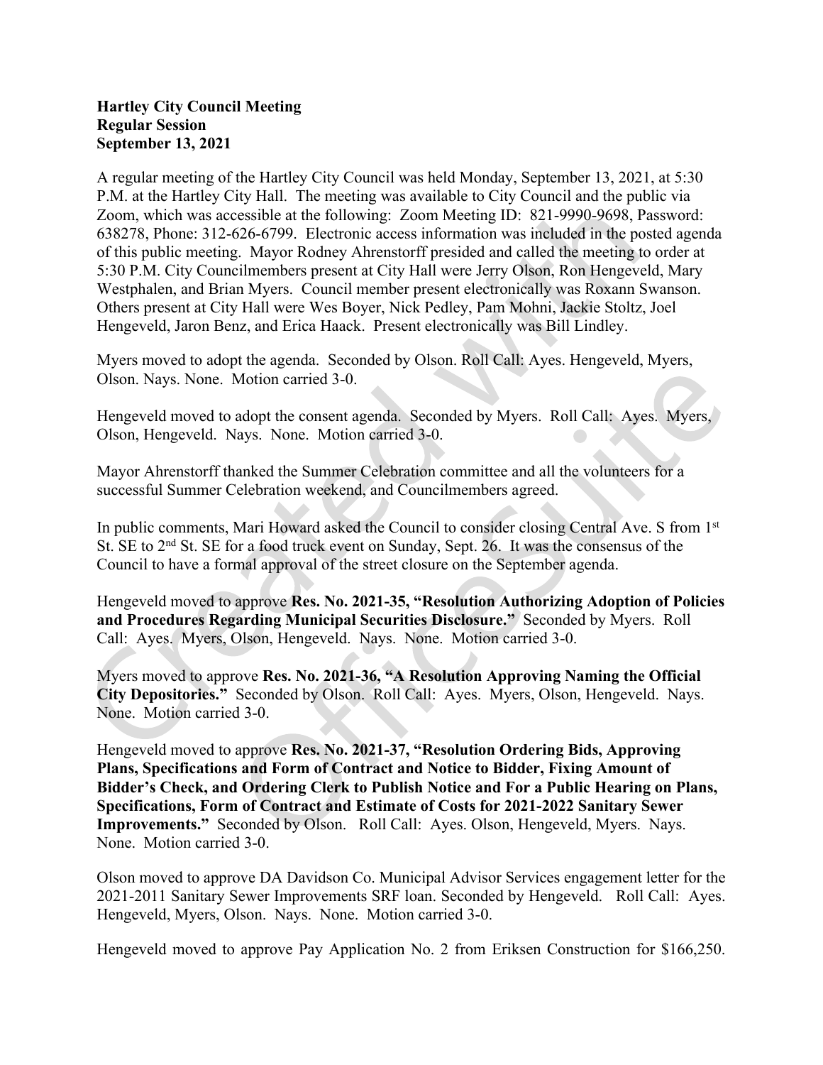**Hartley City Council Meeting**
**Regular Session**
**September 13, 2021**

A regular meeting of the Hartley City Council was held Monday, September 13, 2021, at 5:30 P.M. at the Hartley City Hall. The meeting was available to City Council and the public via Zoom, which was accessible at the following: Zoom Meeting ID: 821-9990-9698, Password: 638278, Phone: 312-626-6799. Electronic access information was included in the posted agenda of this public meeting. Mayor Rodney Ahrenstorff presided and called the meeting to order at 5:30 P.M. City Councilmembers present at City Hall were Jerry Olson, Ron Hengeveld, Mary Westphalen, and Brian Myers. Council member present electronically was Roxann Swanson. Others present at City Hall were Wes Boyer, Nick Pedley, Pam Mohni, Jackie Stoltz, Joel Hengeveld, Jaron Benz, and Erica Haack. Present electronically was Bill Lindley.

Myers moved to adopt the agenda. Seconded by Olson. Roll Call: Ayes. Hengeveld, Myers, Olson. Nays. None. Motion carried 3-0.

Hengeveld moved to adopt the consent agenda. Seconded by Myers. Roll Call: Ayes. Myers, Olson, Hengeveld. Nays. None. Motion carried 3-0.

Mayor Ahrenstorff thanked the Summer Celebration committee and all the volunteers for a successful Summer Celebration weekend, and Councilmembers agreed.

In public comments, Mari Howard asked the Council to consider closing Central Ave. S from 1st St. SE to 2nd St. SE for a food truck event on Sunday, Sept. 26. It was the consensus of the Council to have a formal approval of the street closure on the September agenda.

Hengeveld moved to approve **Res. No. 2021-35, "Resolution Authorizing Adoption of Policies and Procedures Regarding Municipal Securities Disclosure."** Seconded by Myers. Roll Call: Ayes. Myers, Olson, Hengeveld. Nays. None. Motion carried 3-0.

Myers moved to approve **Res. No. 2021-36, "A Resolution Approving Naming the Official City Depositories."** Seconded by Olson. Roll Call: Ayes. Myers, Olson, Hengeveld. Nays. None. Motion carried 3-0.

Hengeveld moved to approve **Res. No. 2021-37, "Resolution Ordering Bids, Approving Plans, Specifications and Form of Contract and Notice to Bidder, Fixing Amount of Bidder's Check, and Ordering Clerk to Publish Notice and For a Public Hearing on Plans, Specifications, Form of Contract and Estimate of Costs for 2021-2022 Sanitary Sewer Improvements."** Seconded by Olson. Roll Call: Ayes. Olson, Hengeveld, Myers. Nays. None. Motion carried 3-0.

Olson moved to approve DA Davidson Co. Municipal Advisor Services engagement letter for the 2021-2011 Sanitary Sewer Improvements SRF loan. Seconded by Hengeveld. Roll Call: Ayes. Hengeveld, Myers, Olson. Nays. None. Motion carried 3-0.

Hengeveld moved to approve Pay Application No. 2 from Eriksen Construction for $166,250.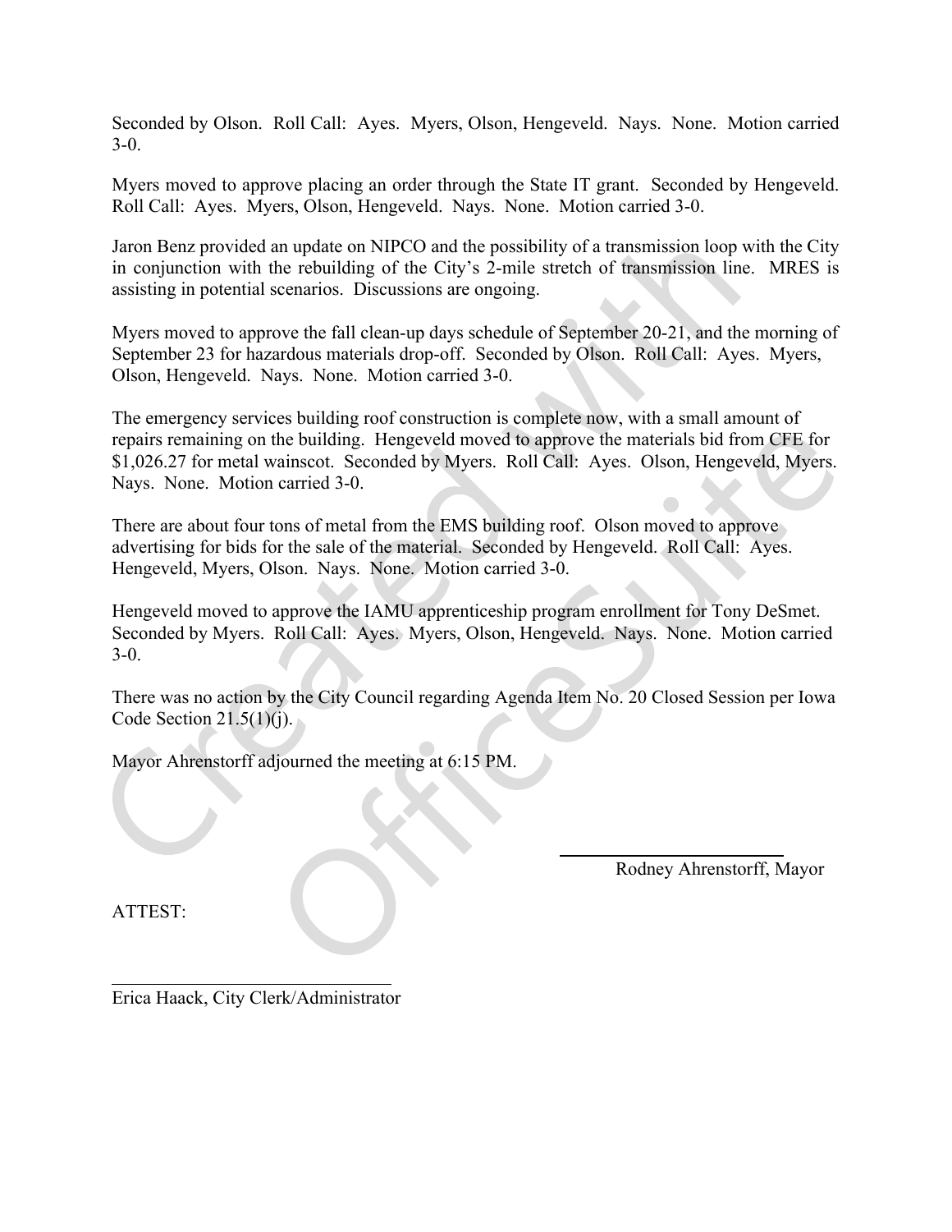Seconded by Olson. Roll Call: Ayes. Myers, Olson, Hengeveld. Nays. None. Motion carried 3-0.

Myers moved to approve placing an order through the State IT grant. Seconded by Hengeveld. Roll Call: Ayes. Myers, Olson, Hengeveld. Nays. None. Motion carried 3-0.

Jaron Benz provided an update on NIPCO and the possibility of a transmission loop with the City in conjunction with the rebuilding of the City's 2-mile stretch of transmission line. MRES is assisting in potential scenarios. Discussions are ongoing.

Myers moved to approve the fall clean-up days schedule of September 20-21, and the morning of September 23 for hazardous materials drop-off. Seconded by Olson. Roll Call: Ayes. Myers, Olson, Hengeveld. Nays. None. Motion carried 3-0.

The emergency services building roof construction is complete now, with a small amount of repairs remaining on the building. Hengeveld moved to approve the materials bid from CFE for $1,026.27 for metal wainscot. Seconded by Myers. Roll Call: Ayes. Olson, Hengeveld, Myers. Nays. None. Motion carried 3-0.

There are about four tons of metal from the EMS building roof. Olson moved to approve advertising for bids for the sale of the material. Seconded by Hengeveld. Roll Call: Ayes. Hengeveld, Myers, Olson. Nays. None. Motion carried 3-0.

Hengeveld moved to approve the IAMU apprenticeship program enrollment for Tony DeSmet. Seconded by Myers. Roll Call: Ayes. Myers, Olson, Hengeveld. Nays. None. Motion carried 3-0.

There was no action by the City Council regarding Agenda Item No. 20 Closed Session per Iowa Code Section 21.5(1)(j).

Mayor Ahrenstorff adjourned the meeting at 6:15 PM.

Rodney Ahrenstorff, Mayor

ATTEST:

Erica Haack, City Clerk/Administrator